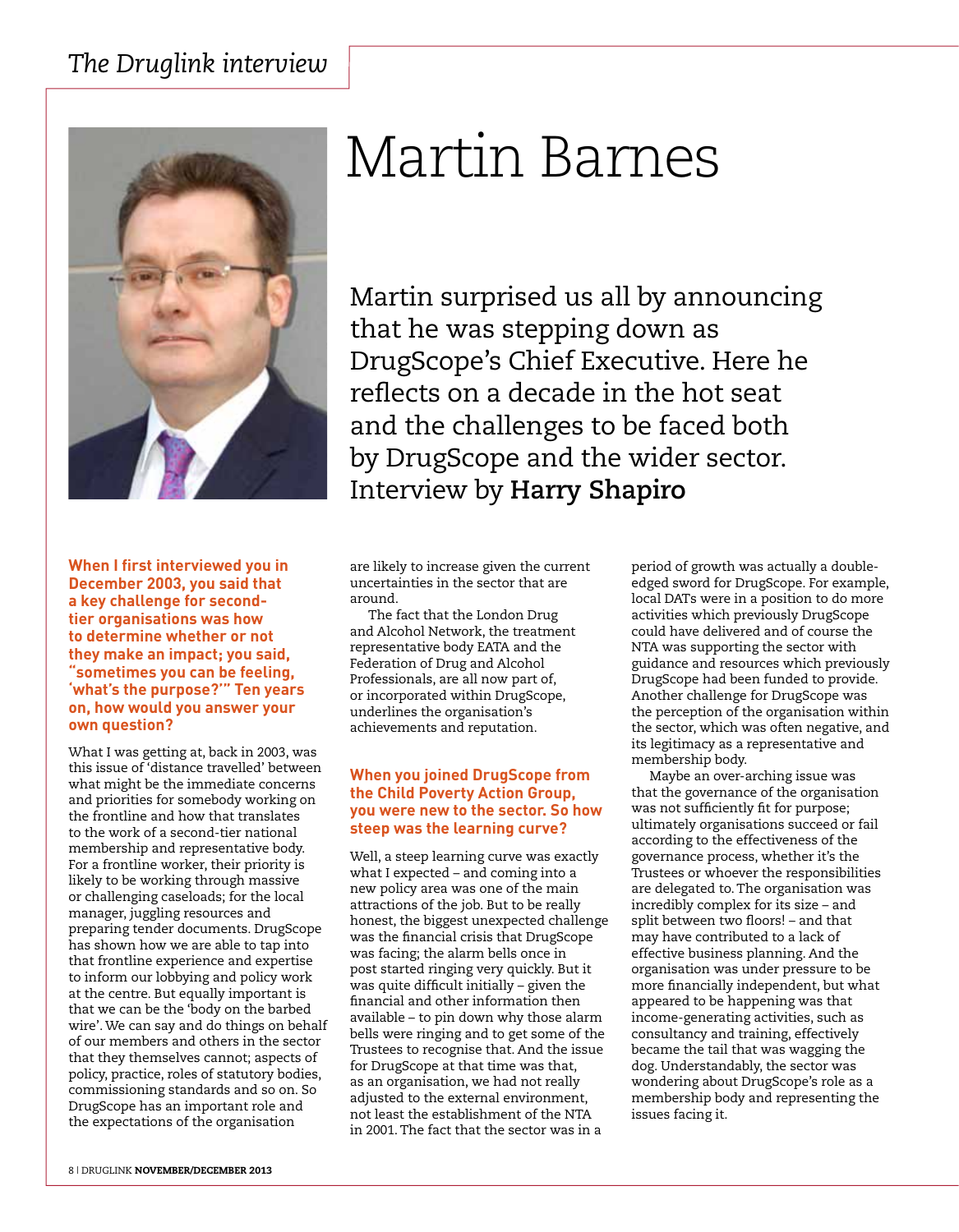*The Druglink interview*

# Martin Barnes

Martin surprised us all by announcing that he was stepping down as DrugScope's Chief Executive. Here he reflects on a decade in the hot seat and the challenges to be faced both by DrugScope and the wider sector. Interview by **Harry Shapiro**

**When I first interviewed you in December 2003, you said that a key challenge for second-tier organisations was how to determine whether or not they make an impact; you said, "sometimes you can be feeling, 'what's the purpose?'" Ten years on, how would you answer your own question?**

What I was getting at, back in 2003, was this issue of 'distance travelled' between what might be the immediate concerns and priorities for somebody working on the frontline and how that translates to the work of a second-tier national membership and representative body. For a frontline worker, their priority is likely to be working through massive or challenging caseloads; for the local manager, juggling resources and preparing tender documents. DrugScope has shown how we are able to tap into that frontline experience and expertise to inform our lobbying and policy work at the centre. But equally important is that we can be the 'body on the barbed wire'. We can say and do things on behalf of our members and others in the sector that they themselves cannot; aspects of policy, practice, roles of statutory bodies, commissioning standards and so on. So DrugScope has an important role and the expectations of the organisation are likely to increase given the current uncertainties in the sector that are around.

The fact that the London Drug and Alcohol Network, the treatment representative body EATA and the Federation of Drug and Alcohol Professionals, are all now part of, or incorporated within DrugScope, underlines the organisation's achievements and reputation.

**When you joined DrugScope from the Child Poverty Action Group, you were new to the sector. So how steep was the learning curve?**

Well, a steep learning curve was exactly what I expected – and coming into a new policy area was one of the main attractions of the job. But to be really honest, the biggest unexpected challenge was the financial crisis that DrugScope was facing; the alarm bells once in post started ringing very quickly. But it was quite difficult initially – given the financial and other information then available – to pin down why those alarm bells were ringing and to get some of the Trustees to recognise that. And the issue for DrugScope at that time was that, as an organisation, we had not really adjusted to the external environment, not least the establishment of the NTA in 2001. The fact that the sector was in a period of growth was actually a double-edged sword for DrugScope. For example, local DATs were in a position to do more activities which previously DrugScope could have delivered and of course the NTA was supporting the sector with guidance and resources which previously DrugScope had been funded to provide. Another challenge for DrugScope was the perception of the organisation within the sector, which was often negative, and its legitimacy as a representative and membership body.

Maybe an over-arching issue was that the governance of the organisation was not sufficiently fit for purpose; ultimately organisations succeed or fail according to the effectiveness of the governance process, whether it's the Trustees or whoever the responsibilities are delegated to. The organisation was incredibly complex for its size – and split between two floors! – and that may have contributed to a lack of effective business planning. And the organisation was under pressure to be more financially independent, but what appeared to be happening was that income-generating activities, such as consultancy and training, effectively became the tail that was wagging the dog. Understandably, the sector was wondering about DrugScope's role as a membership body and representing the issues facing it.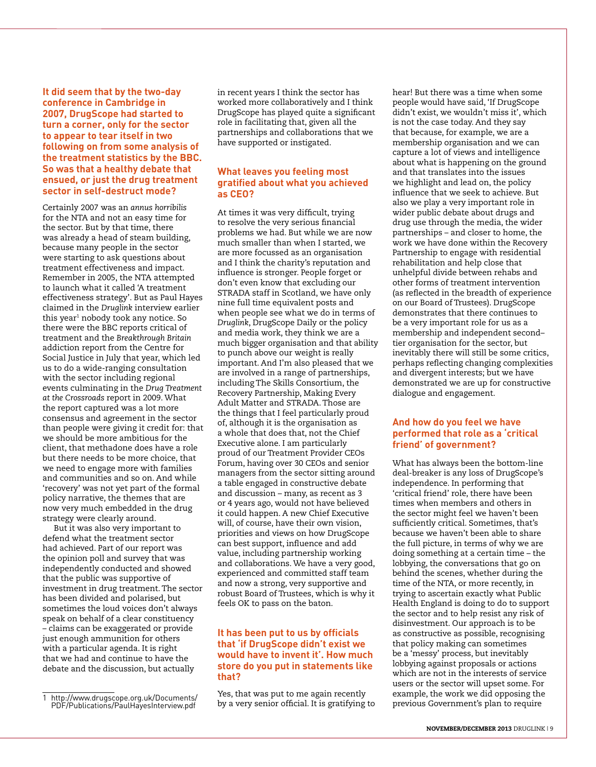**It did seem that by the two-day conference in Cambridge in 2007, DrugScope had started to turn a corner, only for the sector to appear to tear itself in two following on from some analysis of the treatment statistics by the BBC. So was that a healthy debate that ensued, or just the drug treatment sector in self-destruct mode?**

Certainly 2007 was an *annus horribilis* for the NTA and not an easy time for the sector. But by that time, there was already a head of steam building, because many people in the sector were starting to ask questions about treatment effectiveness and impact. Remember in 2005, the NTA attempted to launch what it called 'A treatment effectiveness strategy'. But as Paul Hayes claimed in the *Druglink* interview earlier this year[1] nobody took any notice. So there were the BBC reports critical of treatment and the *Breakthrough Britain* addiction report from the Centre for Social Justice in July that year, which led us to do a wide-ranging consultation with the sector including regional events culminating in the *Drug Treatment at the Crossroads* report in 2009. What the report captured was a lot more consensus and agreement in the sector than people were giving it credit for: that we should be more ambitious for the client, that methadone does have a role but there needs to be more choice, that we need to engage more with families and communities and so on. And while 'recovery' was not yet part of the formal policy narrative, the themes that are now very much embedded in the drug strategy were clearly around.

But it was also very important to defend what the treatment sector had achieved. Part of our report was the opinion poll and survey that was independently conducted and showed that the public was supportive of investment in drug treatment. The sector has been divided and polarised, but sometimes the loud voices don't always speak on behalf of a clear constituency – claims can be exaggerated or provide just enough ammunition for others with a particular agenda. It is right that we had and continue to have the debate and the discussion, but actually in recent years I think the sector has worked more collaboratively and I think DrugScope has played quite a significant role in facilitating that, given all the partnerships and collaborations that we have supported or instigated.

**What leaves you feeling most gratified about what you achieved as CEO?**

At times it was very difficult, trying to resolve the very serious financial problems we had. But while we are now much smaller than when I started, we are more focussed as an organisation and I think the charity's reputation and influence is stronger. People forget or don't even know that excluding our STRADA staff in Scotland, we have only nine full time equivalent posts and when people see what we do in terms of *Druglink*, DrugScope Daily or the policy and media work, they think we are a much bigger organisation and that ability to punch above our weight is really important. And I'm also pleased that we are involved in a range of partnerships, including The Skills Consortium, the Recovery Partnership, Making Every Adult Matter and STRADA. Those are the things that I feel particularly proud of, although it is the organisation as a whole that does that, not the Chief Executive alone. I am particularly proud of our Treatment Provider CEOs Forum, having over 30 CEOs and senior managers from the sector sitting around a table engaged in constructive debate and discussion – many, as recent as 3 or 4 years ago, would not have believed it could happen. A new Chief Executive will, of course, have their own vision, priorities and views on how DrugScope can best support, influence and add value, including partnership working and collaborations. We have a very good, experienced and committed staff team and now a strong, very supportive and robust Board of Trustees, which is why it feels OK to pass on the baton.

**It has been put to us by officials that 'if DrugScope didn't exist we would have to invent it'. How much store do you put in statements like that?**

Yes, that was put to me again recently by a very senior official. It is gratifying to hear! But there was a time when some people would have said, 'If DrugScope didn't exist, we wouldn't miss it', which is not the case today. And they say that because, for example, we are a membership organisation and we can capture a lot of views and intelligence about what is happening on the ground and that translates into the issues we highlight and lead on, the policy influence that we seek to achieve. But also we play a very important role in wider public debate about drugs and drug use through the media, the wider partnerships – and closer to home, the work we have done within the Recovery Partnership to engage with residential rehabilitation and help close that unhelpful divide between rehabs and other forms of treatment intervention (as reflected in the breadth of experience on our Board of Trustees). DrugScope demonstrates that there continues to be a very important role for us as a membership and independent second–tier organisation for the sector, but inevitably there will still be some critics, perhaps reflecting changing complexities and divergent interests; but we have demonstrated we are up for constructive dialogue and engagement.

**And how do you feel we have performed that role as a 'critical friend' of government?**

What has always been the bottom-line deal-breaker is any loss of DrugScope's independence. In performing that 'critical friend' role, there have been times when members and others in the sector might feel we haven't been sufficiently critical. Sometimes, that's because we haven't been able to share the full picture, in terms of why we are doing something at a certain time – the lobbying, the conversations that go on behind the scenes, whether during the time of the NTA, or more recently, in trying to ascertain exactly what Public Health England is doing to do to support the sector and to help resist any risk of disinvestment. Our approach is to be as constructive as possible, recognising that policy making can sometimes be a 'messy' process, but inevitably lobbying against proposals or actions which are not in the interests of service users or the sector will upset some. For example, the work we did opposing the previous Government's plan to require

---

1 http://www.drugscope.org.uk/Documents/PDF/Publications/PaulHayesInterview.pdf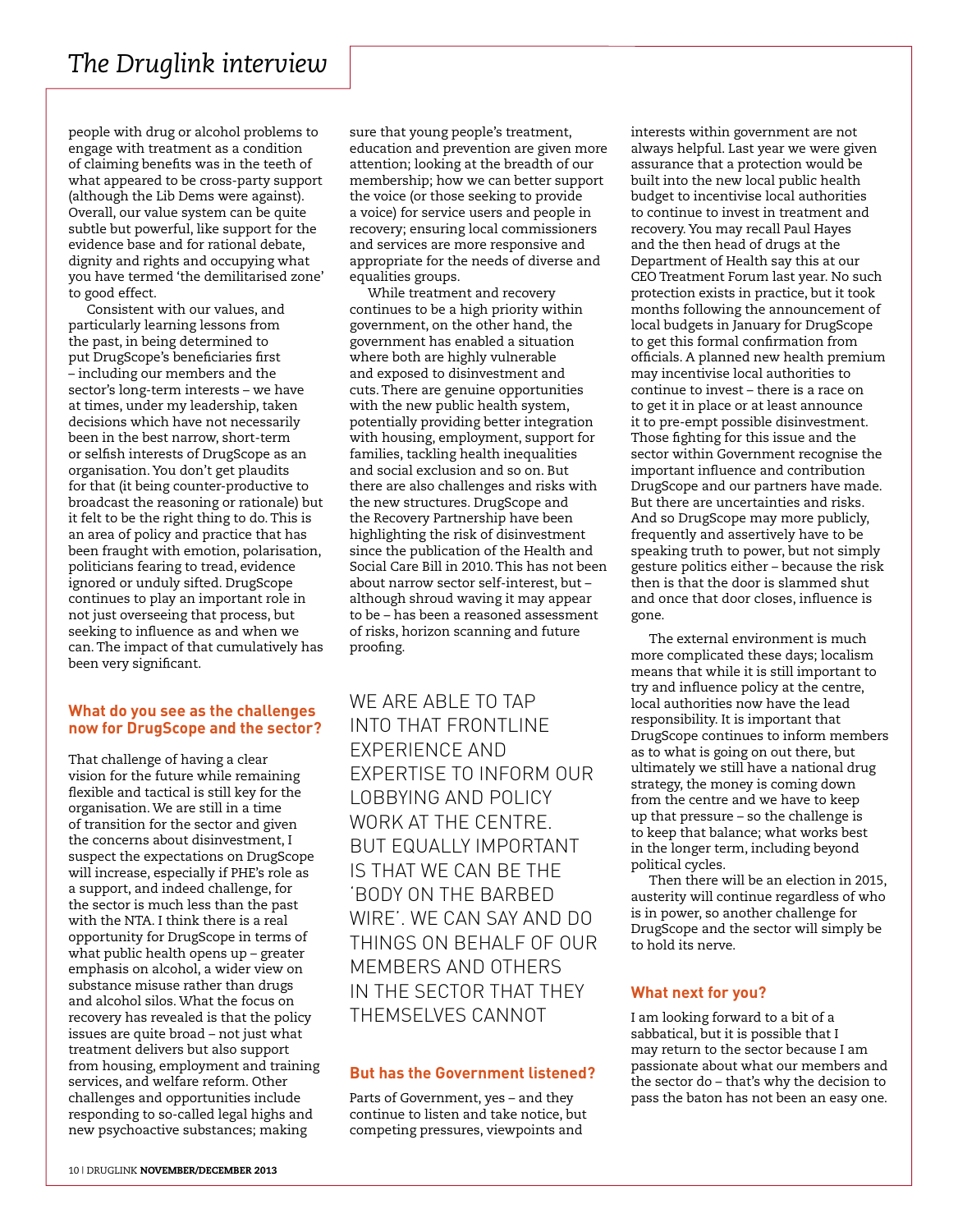people with drug or alcohol problems to engage with treatment as a condition of claiming benefits was in the teeth of what appeared to be cross-party support (although the Lib Dems were against). Overall, our value system can be quite subtle but powerful, like support for the evidence base and for rational debate, dignity and rights and occupying what you have termed 'the demilitarised zone' to good effect.

Consistent with our values, and particularly learning lessons from the past, in being determined to put DrugScope's beneficiaries first – including our members and the sector's long-term interests – we have at times, under my leadership, taken decisions which have not necessarily been in the best narrow, short-term or selfish interests of DrugScope as an organisation. You don't get plaudits for that (it being counter-productive to broadcast the reasoning or rationale) but it felt to be the right thing to do. This is an area of policy and practice that has been fraught with emotion, polarisation, politicians fearing to tread, evidence ignored or unduly sifted. DrugScope continues to play an important role in not just overseeing that process, but seeking to influence as and when we can. The impact of that cumulatively has been very significant.

### What do you see as the challenges now for DrugScope and the sector?

That challenge of having a clear vision for the future while remaining flexible and tactical is still key for the organisation. We are still in a time of transition for the sector and given the concerns about disinvestment, I suspect the expectations on DrugScope will increase, especially if PHE's role as a support, and indeed challenge, for the sector is much less than the past with the NTA. I think there is a real opportunity for DrugScope in terms of what public health opens up – greater emphasis on alcohol, a wider view on substance misuse rather than drugs and alcohol silos. What the focus on recovery has revealed is that the policy issues are quite broad – not just what treatment delivers but also support from housing, employment and training services, and welfare reform. Other challenges and opportunities include responding to so-called legal highs and new psychoactive substances; making sure that young people's treatment, education and prevention are given more attention; looking at the breadth of our membership; how we can better support the voice (or those seeking to provide a voice) for service users and people in recovery; ensuring local commissioners and services are more responsive and appropriate for the needs of diverse and equalities groups.

While treatment and recovery continues to be a high priority within government, on the other hand, the government has enabled a situation where both are highly vulnerable and exposed to disinvestment and cuts. There are genuine opportunities with the new public health system, potentially providing better integration with housing, employment, support for families, tackling health inequalities and social exclusion and so on. But there are also challenges and risks with the new structures. DrugScope and the Recovery Partnership have been highlighting the risk of disinvestment since the publication of the Health and Social Care Bill in 2010. This has not been about narrow sector self-interest, but – although shroud waving it may appear to be – has been a reasoned assessment of risks, horizon scanning and future proofing.

> WE ARE ABLE TO TAP INTO THAT FRONTLINE EXPERIENCE AND EXPERTISE TO INFORM OUR LOBBYING AND POLICY WORK AT THE CENTRE. BUT EQUALLY IMPORTANT IS THAT WE CAN BE THE 'BODY ON THE BARBED WIRE'. WE CAN SAY AND DO THINGS ON BEHALF OF OUR MEMBERS AND OTHERS IN THE SECTOR THAT THEY THEMSELVES CANNOT

### But has the Government listened?

Parts of Government, yes – and they continue to listen and take notice, but competing pressures, viewpoints and interests within government are not always helpful. Last year we were given assurance that a protection would be built into the new local public health budget to incentivise local authorities to continue to invest in treatment and recovery. You may recall Paul Hayes and the then head of drugs at the Department of Health say this at our CEO Treatment Forum last year. No such protection exists in practice, but it took months following the announcement of local budgets in January for DrugScope to get this formal confirmation from officials. A planned new health premium may incentivise local authorities to continue to invest – there is a race on to get it in place or at least announce it to pre-empt possible disinvestment. Those fighting for this issue and the sector within Government recognise the important influence and contribution DrugScope and our partners have made. But there are uncertainties and risks. And so DrugScope may more publicly, frequently and assertively have to be speaking truth to power, but not simply gesture politics either – because the risk then is that the door is slammed shut and once that door closes, influence is gone.

The external environment is much more complicated these days; localism means that while it is still important to try and influence policy at the centre, local authorities now have the lead responsibility. It is important that DrugScope continues to inform members as to what is going on out there, but ultimately we still have a national drug strategy, the money is coming down from the centre and we have to keep up that pressure – so the challenge is to keep that balance; what works best in the longer term, including beyond political cycles.

Then there will be an election in 2015, austerity will continue regardless of who is in power, so another challenge for DrugScope and the sector will simply be to hold its nerve.

### What next for you?

I am looking forward to a bit of a sabbatical, but it is possible that I may return to the sector because I am passionate about what our members and the sector do – that's why the decision to pass the baton has not been an easy one.